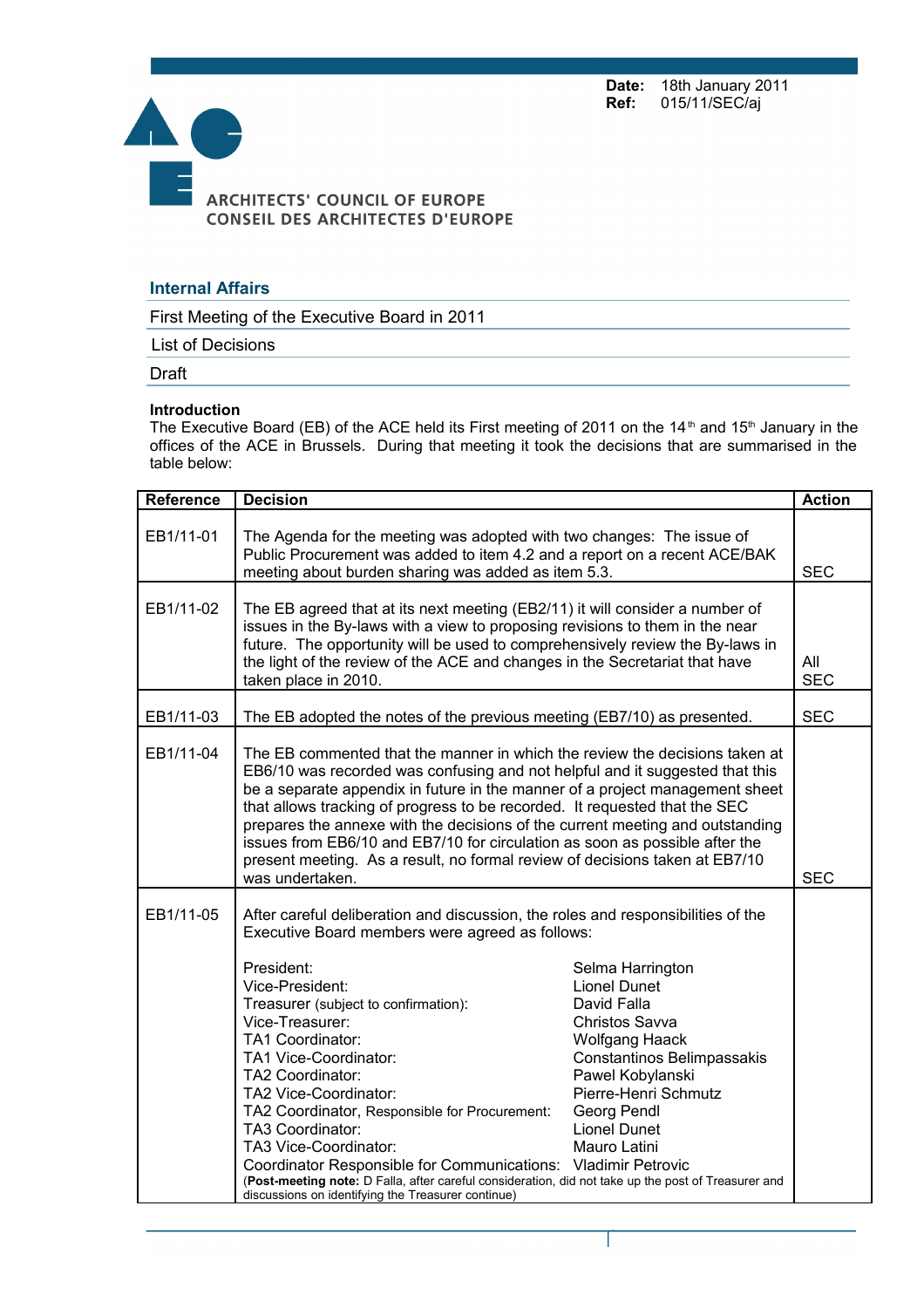**Date:** 18th January 2011
**Ref:** 015/11/SEC/aj

ARCHITECTS' COUNCIL OF EUROPE
CONSEIL DES ARCHITECTES D'EUROPE

## Internal Affairs

First Meeting of the Executive Board in 2011

List of Decisions

Draft

**Introduction**

The Executive Board (EB) of the ACE held its First meeting of 2011 on the 14th and 15th January in the offices of the ACE in Brussels. During that meeting it took the decisions that are summarised in the table below:

| Reference | Decision | Action |
|---|---|---|
| EB1/11-01 | The Agenda for the meeting was adopted with two changes: The issue of Public Procurement was added to item 4.2 and a report on a recent ACE/BAK meeting about burden sharing was added as item 5.3. | SEC |
| EB1/11-02 | The EB agreed that at its next meeting (EB2/11) it will consider a number of issues in the By-laws with a view to proposing revisions to them in the near future. The opportunity will be used to comprehensively review the By-laws in the light of the review of the ACE and changes in the Secretariat that have taken place in 2010. | All SEC |
| EB1/11-03 | The EB adopted the notes of the previous meeting (EB7/10) as presented. | SEC |
| EB1/11-04 | The EB commented that the manner in which the review the decisions taken at EB6/10 was recorded was confusing and not helpful and it suggested that this be a separate appendix in future in the manner of a project management sheet that allows tracking of progress to be recorded. It requested that the SEC prepares the annexe with the decisions of the current meeting and outstanding issues from EB6/10 and EB7/10 for circulation as soon as possible after the present meeting. As a result, no formal review of decisions taken at EB7/10 was undertaken. | SEC |
| EB1/11-05 | After careful deliberation and discussion, the roles and responsibilities of the Executive Board members were agreed as follows:<br><br>President: Selma Harrington<br>Vice-President: Lionel Dunet<br>Treasurer (subject to confirmation): David Falla<br>Vice-Treasurer: Christos Savva<br>TA1 Coordinator: Wolfgang Haack<br>TA1 Vice-Coordinator: Constantinos Belimpassakis<br>TA2 Coordinator: Pawel Kobylanski<br>TA2 Vice-Coordinator: Pierre-Henri Schmutz<br>TA2 Coordinator, Responsible for Procurement: Georg Pendl<br>TA3 Coordinator: Lionel Dunet<br>TA3 Vice-Coordinator: Mauro Latini<br>Coordinator Responsible for Communications: Vladimir Petrovic<br>(**Post-meeting note:** D Falla, after careful consideration, did not take up the post of Treasurer and discussions on identifying the Treasurer continue) | |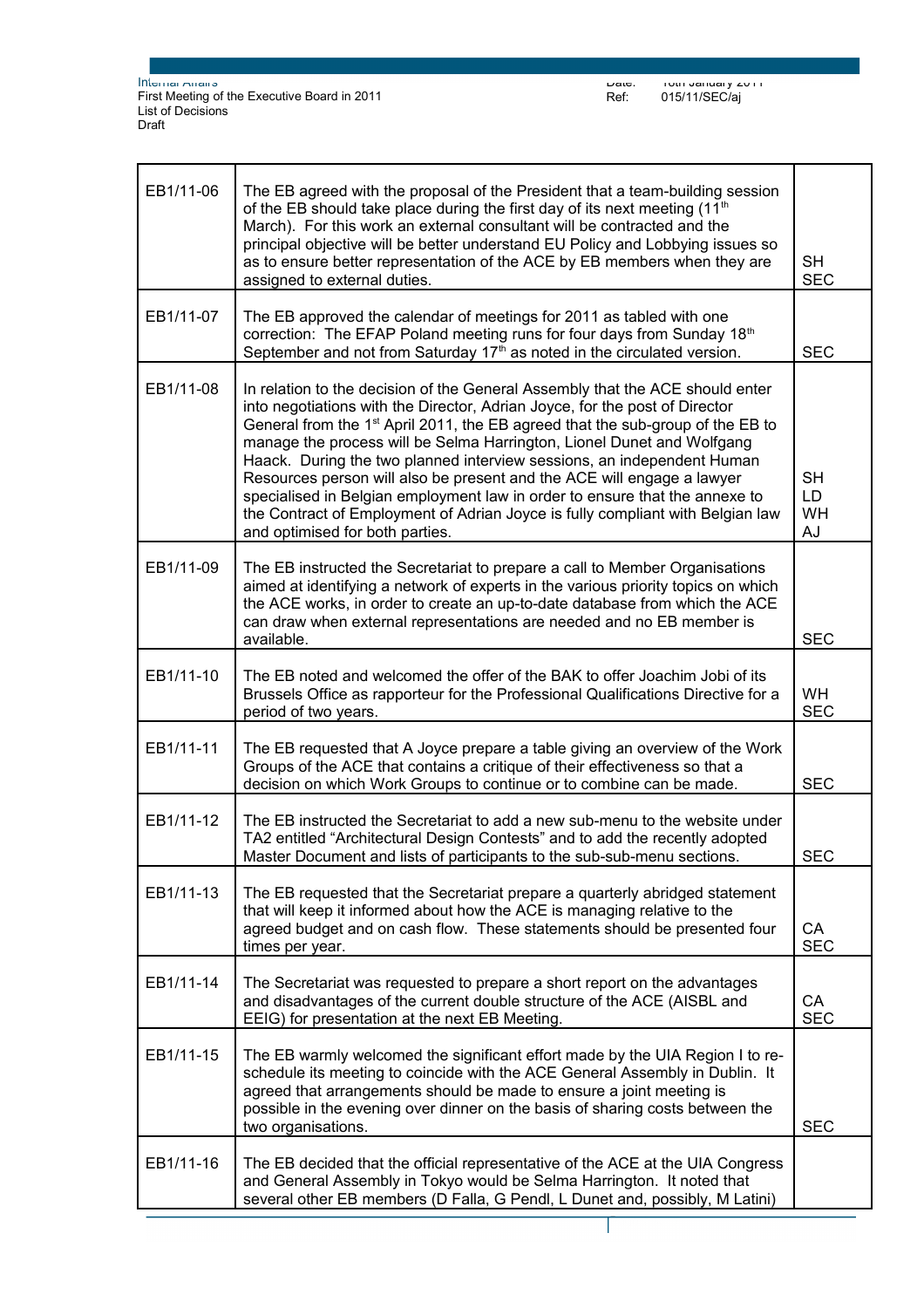| | | |
|---|---|---|
| EB1/11-06 | The EB agreed with the proposal of the President that a team-building session of the EB should take place during the first day of its next meeting (11th March). For this work an external consultant will be contracted and the principal objective will be better understand EU Policy and Lobbying issues so as to ensure better representation of the ACE by EB members when they are assigned to external duties. | SH SEC |
| EB1/11-07 | The EB approved the calendar of meetings for 2011 as tabled with one correction: The EFAP Poland meeting runs for four days from Sunday 18th September and not from Saturday 17th as noted in the circulated version. | SEC |
| EB1/11-08 | In relation to the decision of the General Assembly that the ACE should enter into negotiations with the Director, Adrian Joyce, for the post of Director General from the 1st April 2011, the EB agreed that the sub-group of the EB to manage the process will be Selma Harrington, Lionel Dunet and Wolfgang Haack. During the two planned interview sessions, an independent Human Resources person will also be present and the ACE will engage a lawyer specialised in Belgian employment law in order to ensure that the annexe to the Contract of Employment of Adrian Joyce is fully compliant with Belgian law and optimised for both parties. | SH LD WH AJ |
| EB1/11-09 | The EB instructed the Secretariat to prepare a call to Member Organisations aimed at identifying a network of experts in the various priority topics on which the ACE works, in order to create an up-to-date database from which the ACE can draw when external representations are needed and no EB member is available. | SEC |
| EB1/11-10 | The EB noted and welcomed the offer of the BAK to offer Joachim Jobi of its Brussels Office as rapporteur for the Professional Qualifications Directive for a period of two years. | WH SEC |
| EB1/11-11 | The EB requested that A Joyce prepare a table giving an overview of the Work Groups of the ACE that contains a critique of their effectiveness so that a decision on which Work Groups to continue or to combine can be made. | SEC |
| EB1/11-12 | The EB instructed the Secretariat to add a new sub-menu to the website under TA2 entitled "Architectural Design Contests" and to add the recently adopted Master Document and lists of participants to the sub-sub-menu sections. | SEC |
| EB1/11-13 | The EB requested that the Secretariat prepare a quarterly abridged statement that will keep it informed about how the ACE is managing relative to the agreed budget and on cash flow. These statements should be presented four times per year. | CA SEC |
| EB1/11-14 | The Secretariat was requested to prepare a short report on the advantages and disadvantages of the current double structure of the ACE (AISBL and EEIG) for presentation at the next EB Meeting. | CA SEC |
| EB1/11-15 | The EB warmly welcomed the significant effort made by the UIA Region I to re-schedule its meeting to coincide with the ACE General Assembly in Dublin. It agreed that arrangements should be made to ensure a joint meeting is possible in the evening over dinner on the basis of sharing costs between the two organisations. | SEC |
| EB1/11-16 | The EB decided that the official representative of the ACE at the UIA Congress and General Assembly in Tokyo would be Selma Harrington. It noted that several other EB members (D Falla, G Pendl, L Dunet and, possibly, M Latini) | |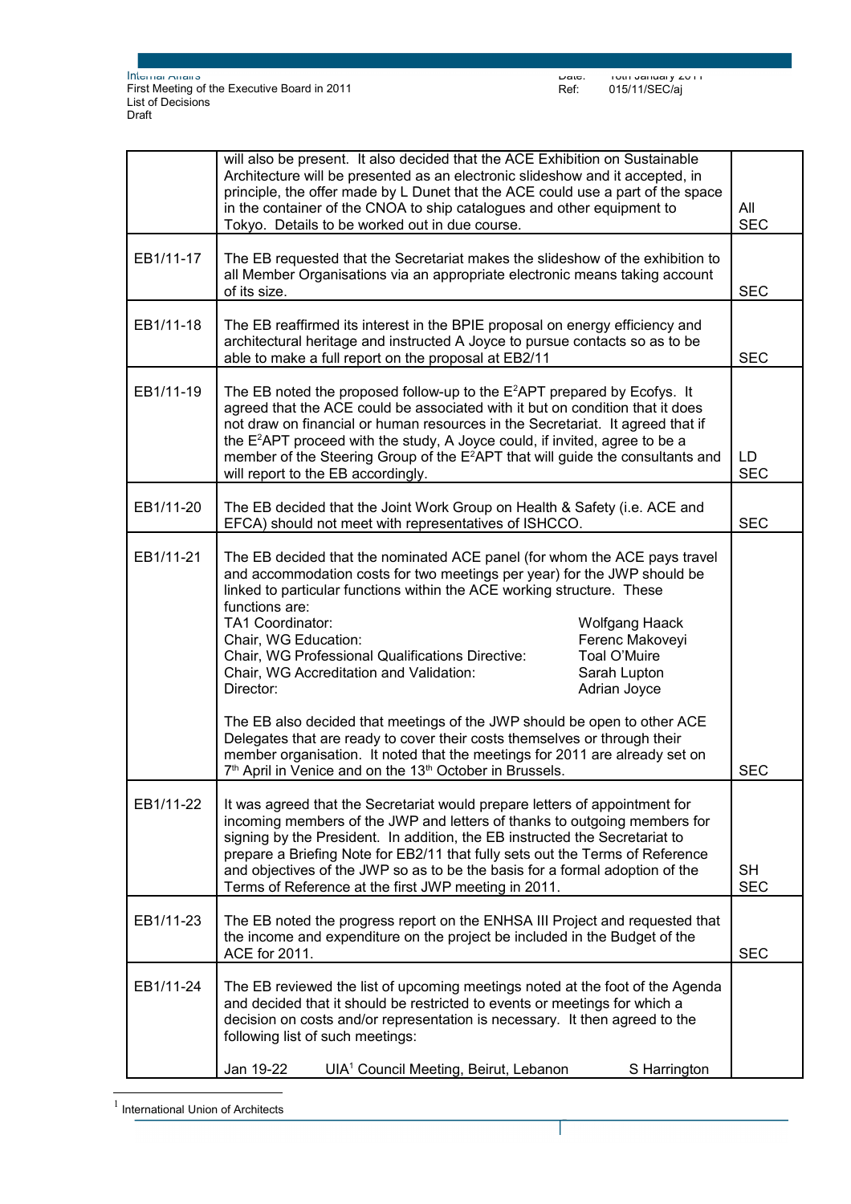| | | |
|---|---|---|
| | will also be present. It also decided that the ACE Exhibition on Sustainable Architecture will be presented as an electronic slideshow and it accepted, in principle, the offer made by L Dunet that the ACE could use a part of the space in the container of the CNOA to ship catalogues and other equipment to Tokyo. Details to be worked out in due course. | All SEC |
| EB1/11-17 | The EB requested that the Secretariat makes the slideshow of the exhibition to all Member Organisations via an appropriate electronic means taking account of its size. | SEC |
| EB1/11-18 | The EB reaffirmed its interest in the BPIE proposal on energy efficiency and architectural heritage and instructed A Joyce to pursue contacts so as to be able to make a full report on the proposal at EB2/11 | SEC |
| EB1/11-19 | The EB noted the proposed follow-up to the $E^2$APT prepared by Ecofys. It agreed that the ACE could be associated with it but on condition that it does not draw on financial or human resources in the Secretariat. It agreed that if the $E^2$APT proceed with the study, A Joyce could, if invited, agree to be a member of the Steering Group of the $E^2$APT that will guide the consultants and will report to the EB accordingly. | LD SEC |
| EB1/11-20 | The EB decided that the Joint Work Group on Health & Safety (i.e. ACE and EFCA) should not meet with representatives of ISHCCO. | SEC |
| EB1/11-21 | The EB decided that the nominated ACE panel (for whom the ACE pays travel and accommodation costs for two meetings per year) for the JWP should be linked to particular functions within the ACE working structure. These functions are:<br>TA1 Coordinator: Wolfgang Haack<br>Chair, WG Education: Ferenc Makoveyi<br>Chair, WG Professional Qualifications Directive: Toal O'Muire<br>Chair, WG Accreditation and Validation: Sarah Lupton<br>Director: Adrian Joyce<br><br>The EB also decided that meetings of the JWP should be open to other ACE Delegates that are ready to cover their costs themselves or through their member organisation. It noted that the meetings for 2011 are already set on 7th April in Venice and on the 13th October in Brussels. | SEC |
| EB1/11-22 | It was agreed that the Secretariat would prepare letters of appointment for incoming members of the JWP and letters of thanks to outgoing members for signing by the President. In addition, the EB instructed the Secretariat to prepare a Briefing Note for EB2/11 that fully sets out the Terms of Reference and objectives of the JWP so as to be the basis for a formal adoption of the Terms of Reference at the first JWP meeting in 2011. | SH SEC |
| EB1/11-23 | The EB noted the progress report on the ENHSA III Project and requested that the income and expenditure on the project be included in the Budget of the ACE for 2011. | SEC |
| EB1/11-24 | The EB reviewed the list of upcoming meetings noted at the foot of the Agenda and decided that it should be restricted to events or meetings for which a decision on costs and/or representation is necessary. It then agreed to the following list of such meetings:<br><br>Jan 19-22 UIA[1] Council Meeting, Beirut, Lebanon S Harrington | |

[1] International Union of Architects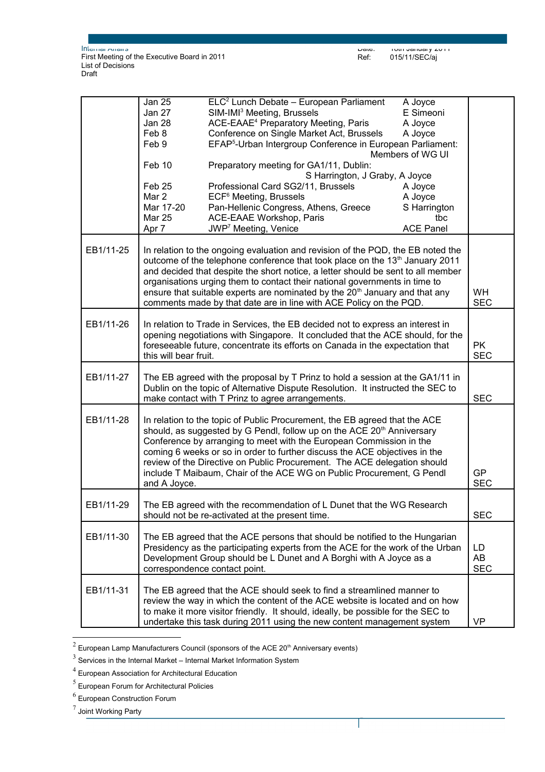| | | |
|---|---|---|
| | Jan 25 ELC[2] Lunch Debate – European Parliament A Joyce<br>Jan 27 SIM-IMI[3] Meeting, Brussels E Simeoni<br>Jan 28 ACE-EAAE[4] Preparatory Meeting, Paris A Joyce<br>Feb 8 Conference on Single Market Act, Brussels A Joyce<br>Feb 9 EFAP[5]-Urban Intergroup Conference in European Parliament: Members of WG UI<br>Feb 10 Preparatory meeting for GA1/11, Dublin: S Harrington, J Graby, A Joyce<br>Feb 25 Professional Card SG2/11, Brussels A Joyce<br>Mar 2 ECF[6] Meeting, Brussels A Joyce<br>Mar 17-20 Pan-Hellenic Congress, Athens, Greece S Harrington<br>Mar 25 ACE-EAAE Workshop, Paris tbc<br>Apr 7 JWP[7] Meeting, Venice ACE Panel | |
| EB1/11-25 | In relation to the ongoing evaluation and revision of the PQD, the EB noted the outcome of the telephone conference that took place on the 13th January 2011 and decided that despite the short notice, a letter should be sent to all member organisations urging them to contact their national governments in time to ensure that suitable experts are nominated by the 20th January and that any comments made by that date are in line with ACE Policy on the PQD. | WH<br>SEC |
| EB1/11-26 | In relation to Trade in Services, the EB decided not to express an interest in opening negotiations with Singapore. It concluded that the ACE should, for the foreseeable future, concentrate its efforts on Canada in the expectation that this will bear fruit. | PK<br>SEC |
| EB1/11-27 | The EB agreed with the proposal by T Prinz to hold a session at the GA1/11 in Dublin on the topic of Alternative Dispute Resolution. It instructed the SEC to make contact with T Prinz to agree arrangements. | SEC |
| EB1/11-28 | In relation to the topic of Public Procurement, the EB agreed that the ACE should, as suggested by G Pendl, follow up on the ACE 20th Anniversary Conference by arranging to meet with the European Commission in the coming 6 weeks or so in order to further discuss the ACE objectives in the review of the Directive on Public Procurement. The ACE delegation should include T Maibaum, Chair of the ACE WG on Public Procurement, G Pendl and A Joyce. | GP<br>SEC |
| EB1/11-29 | The EB agreed with the recommendation of L Dunet that the WG Research should not be re-activated at the present time. | SEC |
| EB1/11-30 | The EB agreed that the ACE persons that should be notified to the Hungarian Presidency as the participating experts from the ACE for the work of the Urban Development Group should be L Dunet and A Borghi with A Joyce as a correspondence contact point. | LD<br>AB<br>SEC |
| EB1/11-31 | The EB agreed that the ACE should seek to find a streamlined manner to review the way in which the content of the ACE website is located and on how to make it more visitor friendly. It should, ideally, be possible for the SEC to undertake this task during 2011 using the new content management system | VP |

[2] European Lamp Manufacturers Council (sponsors of the ACE 20th Anniversary events)

[3] Services in the Internal Market – Internal Market Information System

[4] European Association for Architectural Education

[5] European Forum for Architectural Policies

[6] European Construction Forum

[7] Joint Working Party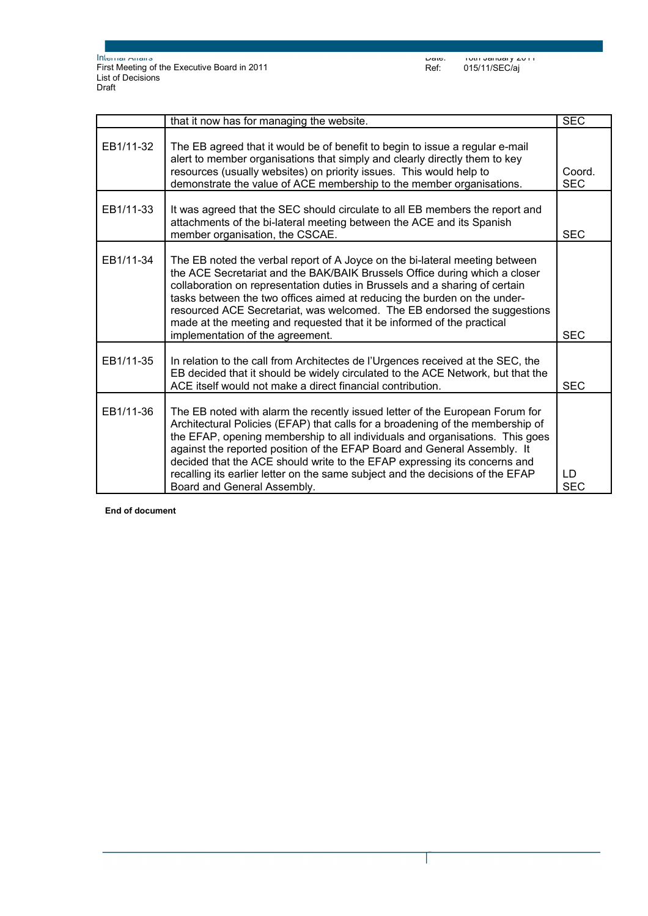| | | |
|---|---|---|
| | that it now has for managing the website. | SEC |
| EB1/11-32 | The EB agreed that it would be of benefit to begin to issue a regular e-mail alert to member organisations that simply and clearly directly them to key resources (usually websites) on priority issues. This would help to demonstrate the value of ACE membership to the member organisations. | Coord. SEC |
| EB1/11-33 | It was agreed that the SEC should circulate to all EB members the report and attachments of the bi-lateral meeting between the ACE and its Spanish member organisation, the CSCAE. | SEC |
| EB1/11-34 | The EB noted the verbal report of A Joyce on the bi-lateral meeting between the ACE Secretariat and the BAK/BAIK Brussels Office during which a closer collaboration on representation duties in Brussels and a sharing of certain tasks between the two offices aimed at reducing the burden on the under-resourced ACE Secretariat, was welcomed. The EB endorsed the suggestions made at the meeting and requested that it be informed of the practical implementation of the agreement. | SEC |
| EB1/11-35 | In relation to the call from Architectes de l'Urgences received at the SEC, the EB decided that it should be widely circulated to the ACE Network, but that the ACE itself would not make a direct financial contribution. | SEC |
| EB1/11-36 | The EB noted with alarm the recently issued letter of the European Forum for Architectural Policies (EFAP) that calls for a broadening of the membership of the EFAP, opening membership to all individuals and organisations. This goes against the reported position of the EFAP Board and General Assembly. It decided that the ACE should write to the EFAP expressing its concerns and recalling its earlier letter on the same subject and the decisions of the EFAP Board and General Assembly. | LD SEC |

**End of document**